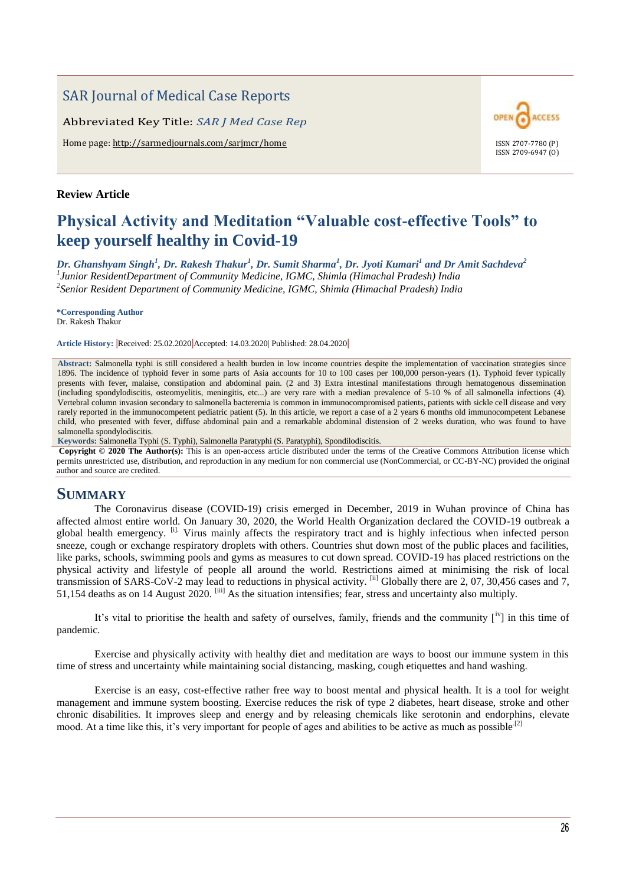SAR Journal of Medical Case Reports

Abbreviated Key Title: *SAR J Med Case Rep*

Home page: http://sarmedjournals.com/sarjmcr/home

OPEN ACCESS

ISSN 2707-7780 (P)
ISSN 2709-6947 (O)

**Review Article**

# Physical Activity and Meditation "Valuable cost-effective Tools" to keep yourself healthy in Covid-19

***Dr. Ghanshyam Singh[1], Dr. Rakesh Thakur[1], Dr. Sumit Sharma[1], Dr. Jyoti Kumari[1] and Dr Amit Sachdeva[2]***

*[1]Junior ResidentDepartment of Community Medicine, IGMC, Shimla (Himachal Pradesh) India*

*[2]Senior Resident Department of Community Medicine, IGMC, Shimla (Himachal Pradesh) India*

**\*Corresponding Author**

Dr. Rakesh Thakur

**Article History:** |Received: 25.02.2020|Accepted: 14.03.2020| Published: 28.04.2020|

**Abstract:** Salmonella typhi is still considered a health burden in low income countries despite the implementation of vaccination strategies since 1896. The incidence of typhoid fever in some parts of Asia accounts for 10 to 100 cases per 100,000 person-years (1). Typhoid fever typically presents with fever, malaise, constipation and abdominal pain. (2 and 3) Extra intestinal manifestations through hematogenous dissemination (including spondylodiscitis, osteomyelitis, meningitis, etc...) are very rare with a median prevalence of 5-10 % of all salmonella infections (4). Vertebral column invasion secondary to salmonella bacteremia is common in immunocompromised patients, patients with sickle cell disease and very rarely reported in the immunocompetent pediatric patient (5). In this article, we report a case of a 2 years 6 months old immunocompetent Lebanese child, who presented with fever, diffuse abdominal pain and a remarkable abdominal distension of 2 weeks duration, who was found to have salmonella spondylodiscitis.

**Keywords:** Salmonella Typhi (S. Typhi), Salmonella Paratyphi (S. Paratyphi), Spondilodiscitis.

**Copyright © 2020 The Author(s):** This is an open-access article distributed under the terms of the Creative Commons Attribution license which permits unrestricted use, distribution, and reproduction in any medium for non commercial use (NonCommercial, or CC-BY-NC) provided the original author and source are credited.

## SUMMARY

The Coronavirus disease (COVID-19) crisis emerged in December, 2019 in Wuhan province of China has affected almost entire world. On January 30, 2020, the World Health Organization declared the COVID-19 outbreak a global health emergency. [i]. Virus mainly affects the respiratory tract and is highly infectious when infected person sneeze, cough or exchange respiratory droplets with others. Countries shut down most of the public places and facilities, like parks, schools, swimming pools and gyms as measures to cut down spread. COVID-19 has placed restrictions on the physical activity and lifestyle of people all around the world. Restrictions aimed at minimising the risk of local transmission of SARS-CoV-2 may lead to reductions in physical activity. [ii] Globally there are 2, 07, 30,456 cases and 7, 51,154 deaths as on 14 August 2020. [iii] As the situation intensifies; fear, stress and uncertainty also multiply.

It's vital to prioritise the health and safety of ourselves, family, friends and the community [[iv]] in this time of pandemic.

Exercise and physically activity with healthy diet and meditation are ways to boost our immune system in this time of stress and uncertainty while maintaining social distancing, masking, cough etiquettes and hand washing.

Exercise is an easy, cost-effective rather free way to boost mental and physical health. It is a tool for weight management and immune system boosting. Exercise reduces the risk of type 2 diabetes, heart disease, stroke and other chronic disabilities. It improves sleep and energy and by releasing chemicals like serotonin and endorphins, elevate mood. At a time like this, it's very important for people of ages and abilities to be active as much as possible.[2]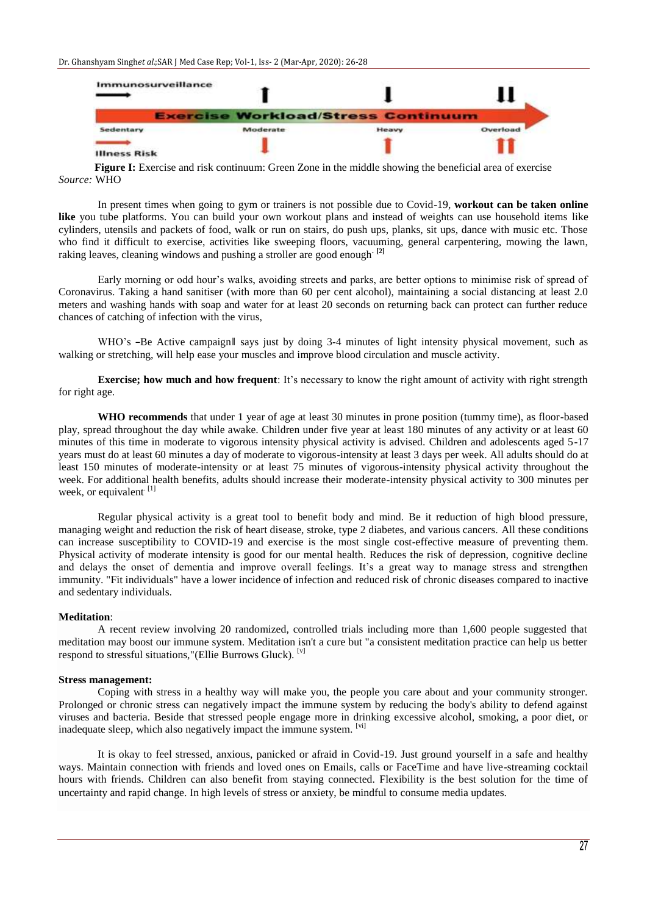Immunosurveillance

Exercise Workload/Stress Continuum

| Sedentary | Moderate | Heavy | Overload |
|---|---|---|---|

Illness Risk

**Figure I:** Exercise and risk continuum: Green Zone in the middle showing the beneficial area of exercise
*Source:* WHO

In present times when going to gym or trainers is not possible due to Covid-19, **workout can be taken online like** you tube platforms. You can build your own workout plans and instead of weights can use household items like cylinders, utensils and packets of food, walk or run on stairs, do push ups, planks, sit ups, dance with music etc. Those who find it difficult to exercise, activities like sweeping floors, vacuuming, general carpentering, mowing the lawn, raking leaves, cleaning windows and pushing a stroller are good enough. [2]

Early morning or odd hour's walks, avoiding streets and parks, are better options to minimise risk of spread of Coronavirus. Taking a hand sanitiser (with more than 60 per cent alcohol), maintaining a social distancing at least 2.0 meters and washing hands with soap and water for at least 20 seconds on returning back can protect can further reduce chances of catching of infection with the virus,

WHO's ―Be Active campaign‖ says just by doing 3-4 minutes of light intensity physical movement, such as walking or stretching, will help ease your muscles and improve blood circulation and muscle activity.

**Exercise; how much and how frequent**: It's necessary to know the right amount of activity with right strength for right age.

**WHO recommends** that under 1 year of age at least 30 minutes in prone position (tummy time), as floor-based play, spread throughout the day while awake. Children under five year at least 180 minutes of any activity or at least 60 minutes of this time in moderate to vigorous intensity physical activity is advised. Children and adolescents aged 5-17 years must do at least 60 minutes a day of moderate to vigorous-intensity at least 3 days per week. All adults should do at least 150 minutes of moderate-intensity or at least 75 minutes of vigorous-intensity physical activity throughout the week. For additional health benefits, adults should increase their moderate-intensity physical activity to 300 minutes per week, or equivalent. [1]

Regular physical activity is a great tool to benefit body and mind. Be it reduction of high blood pressure, managing weight and reduction the risk of heart disease, stroke, type 2 diabetes, and various cancers. All these conditions can increase susceptibility to COVID-19 and exercise is the most single cost-effective measure of preventing them. Physical activity of moderate intensity is good for our mental health. Reduces the risk of depression, cognitive decline and delays the onset of dementia and improve overall feelings. It's a great way to manage stress and strengthen immunity. "Fit individuals" have a lower incidence of infection and reduced risk of chronic diseases compared to inactive and sedentary individuals.

**Meditation**:

A recent review involving 20 randomized, controlled trials including more than 1,600 people suggested that meditation may boost our immune system. Meditation isn't a cure but "a consistent meditation practice can help us better respond to stressful situations,"(Ellie Burrows Gluck). [v]

**Stress management:**

Coping with stress in a healthy way will make you, the people you care about and your community stronger. Prolonged or chronic stress can negatively impact the immune system by reducing the body's ability to defend against viruses and bacteria. Beside that stressed people engage more in drinking excessive alcohol, smoking, a poor diet, or inadequate sleep, which also negatively impact the immune system. [vi]

It is okay to feel stressed, anxious, panicked or afraid in Covid-19. Just ground yourself in a safe and healthy ways. Maintain connection with friends and loved ones on Emails, calls or FaceTime and have live-streaming cocktail hours with friends. Children can also benefit from staying connected. Flexibility is the best solution for the time of uncertainty and rapid change. In high levels of stress or anxiety, be mindful to consume media updates.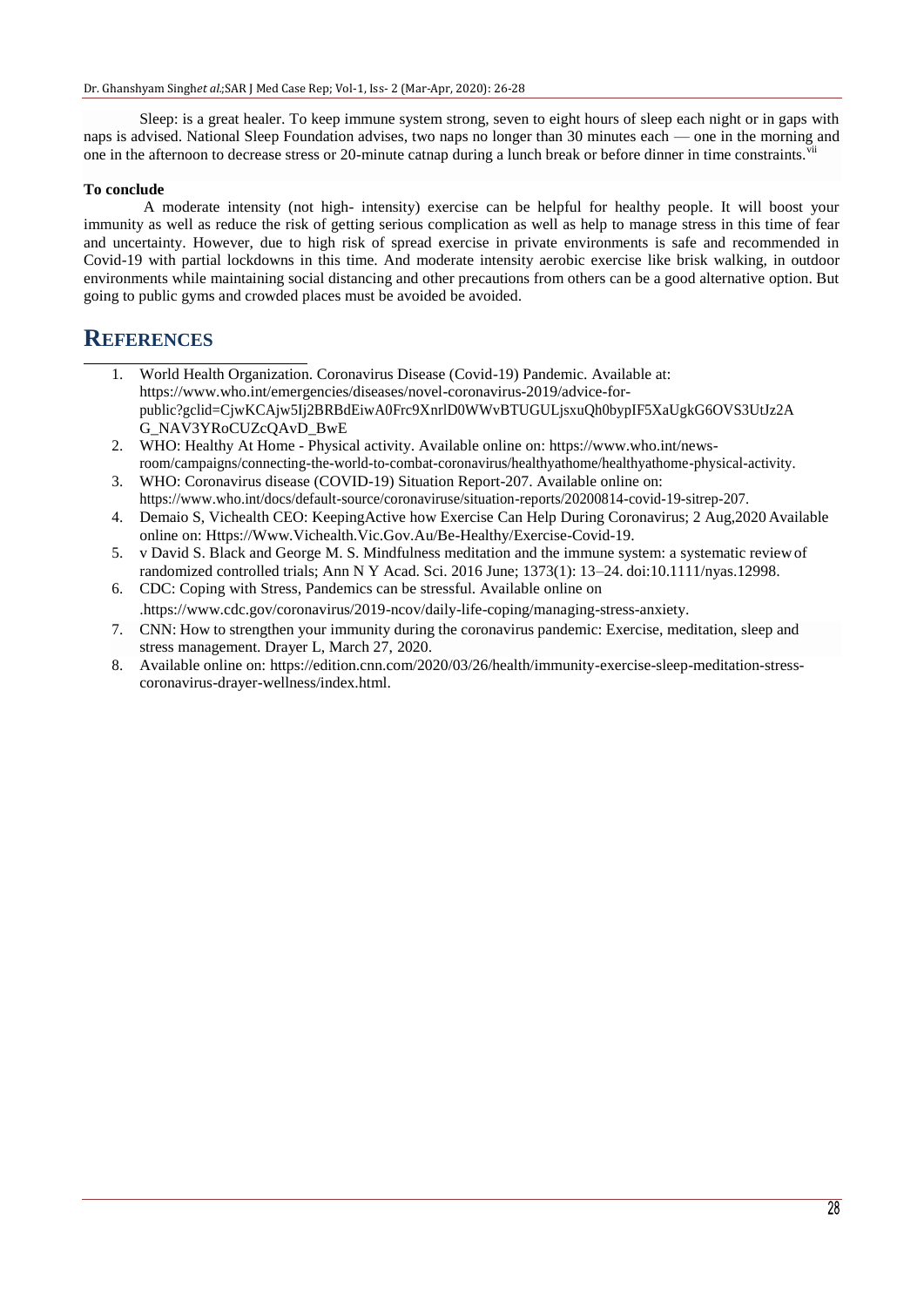Sleep: is a great healer. To keep immune system strong, seven to eight hours of sleep each night or in gaps with naps is advised. National Sleep Foundation advises, two naps no longer than 30 minutes each — one in the morning and one in the afternoon to decrease stress or 20-minute catnap during a lunch break or before dinner in time constraints.[vii]

**To conclude**

A moderate intensity (not high- intensity) exercise can be helpful for healthy people. It will boost your immunity as well as reduce the risk of getting serious complication as well as help to manage stress in this time of fear and uncertainty. However, due to high risk of spread exercise in private environments is safe and recommended in Covid-19 with partial lockdowns in this time. And moderate intensity aerobic exercise like brisk walking, in outdoor environments while maintaining social distancing and other precautions from others can be a good alternative option. But going to public gyms and crowded places must be avoided be avoided.

# REFERENCES

1. World Health Organization. Coronavirus Disease (Covid-19) Pandemic. Available at: https://www.who.int/emergencies/diseases/novel-coronavirus-2019/advice-for-public?gclid=CjwKCAjw5Ij2BRBdEiwA0Frc9XnrlD0WWvBTUGULjsxuQh0bypIF5XaUgkG6OVS3UtJz2AG_NAV3YRoCUZcQAvD_BwE
2. WHO: Healthy At Home - Physical activity. Available online on: https://www.who.int/news-room/campaigns/connecting-the-world-to-combat-coronavirus/healthyathome/healthyathome-physical-activity.
3. WHO: Coronavirus disease (COVID-19) Situation Report-207. Available online on: https://www.who.int/docs/default-source/coronaviruse/situation-reports/20200814-covid-19-sitrep-207.
4. Demaio S, Vichealth CEO: KeepingActive how Exercise Can Help During Coronavirus; 2 Aug,2020 Available online on: Https://Www.Vichealth.Vic.Gov.Au/Be-Healthy/Exercise-Covid-19.
5. v David S. Black and George M. S. Mindfulness meditation and the immune system: a systematic review of randomized controlled trials; Ann N Y Acad. Sci. 2016 June; 1373(1): 13–24. doi:10.1111/nyas.12998.
6. CDC: Coping with Stress, Pandemics can be stressful. Available online on .https://www.cdc.gov/coronavirus/2019-ncov/daily-life-coping/managing-stress-anxiety.
7. CNN: How to strengthen your immunity during the coronavirus pandemic: Exercise, meditation, sleep and stress management. Drayer L, March 27, 2020.
8. Available online on: https://edition.cnn.com/2020/03/26/health/immunity-exercise-sleep-meditation-stress-coronavirus-drayer-wellness/index.html.